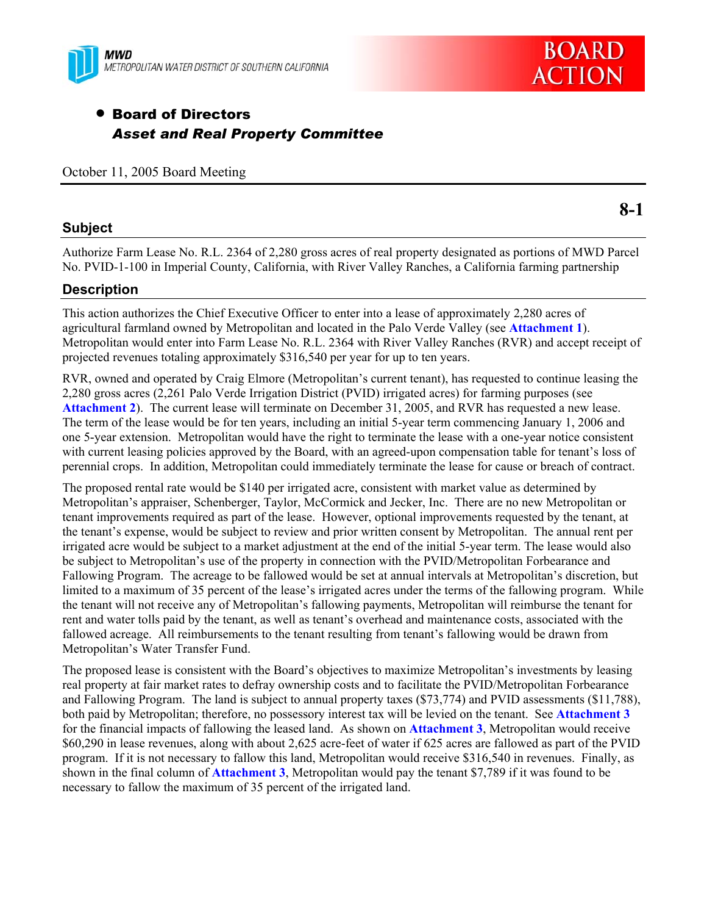MWD
METROPOLITAN WATER DISTRICT OF SOUTHERN CALIFORNIA

# BOARD ACTION

- **Board of Directors**
  ***Asset and Real Property Committee***

October 11, 2005 Board Meeting

**8-1**

## Subject

Authorize Farm Lease No. R.L. 2364 of 2,280 gross acres of real property designated as portions of MWD Parcel No. PVID-1-100 in Imperial County, California, with River Valley Ranches, a California farming partnership

## Description

This action authorizes the Chief Executive Officer to enter into a lease of approximately 2,280 acres of agricultural farmland owned by Metropolitan and located in the Palo Verde Valley (see **Attachment 1**). Metropolitan would enter into Farm Lease No. R.L. 2364 with River Valley Ranches (RVR) and accept receipt of projected revenues totaling approximately $316,540 per year for up to ten years.

RVR, owned and operated by Craig Elmore (Metropolitan's current tenant), has requested to continue leasing the 2,280 gross acres (2,261 Palo Verde Irrigation District (PVID) irrigated acres) for farming purposes (see **Attachment 2**). The current lease will terminate on December 31, 2005, and RVR has requested a new lease. The term of the lease would be for ten years, including an initial 5-year term commencing January 1, 2006 and one 5-year extension. Metropolitan would have the right to terminate the lease with a one-year notice consistent with current leasing policies approved by the Board, with an agreed-upon compensation table for tenant's loss of perennial crops. In addition, Metropolitan could immediately terminate the lease for cause or breach of contract.

The proposed rental rate would be $140 per irrigated acre, consistent with market value as determined by Metropolitan's appraiser, Schenberger, Taylor, McCormick and Jecker, Inc. There are no new Metropolitan or tenant improvements required as part of the lease. However, optional improvements requested by the tenant, at the tenant's expense, would be subject to review and prior written consent by Metropolitan. The annual rent per irrigated acre would be subject to a market adjustment at the end of the initial 5-year term. The lease would also be subject to Metropolitan's use of the property in connection with the PVID/Metropolitan Forbearance and Fallowing Program. The acreage to be fallowed would be set at annual intervals at Metropolitan's discretion, but limited to a maximum of 35 percent of the lease's irrigated acres under the terms of the fallowing program. While the tenant will not receive any of Metropolitan's fallowing payments, Metropolitan will reimburse the tenant for rent and water tolls paid by the tenant, as well as tenant's overhead and maintenance costs, associated with the fallowed acreage. All reimbursements to the tenant resulting from tenant's fallowing would be drawn from Metropolitan's Water Transfer Fund.

The proposed lease is consistent with the Board's objectives to maximize Metropolitan's investments by leasing real property at fair market rates to defray ownership costs and to facilitate the PVID/Metropolitan Forbearance and Fallowing Program. The land is subject to annual property taxes ($73,774) and PVID assessments ($11,788), both paid by Metropolitan; therefore, no possessory interest tax will be levied on the tenant. See **Attachment 3** for the financial impacts of fallowing the leased land. As shown on **Attachment 3**, Metropolitan would receive $60,290 in lease revenues, along with about 2,625 acre-feet of water if 625 acres are fallowed as part of the PVID program. If it is not necessary to fallow this land, Metropolitan would receive $316,540 in revenues. Finally, as shown in the final column of **Attachment 3**, Metropolitan would pay the tenant $7,789 if it was found to be necessary to fallow the maximum of 35 percent of the irrigated land.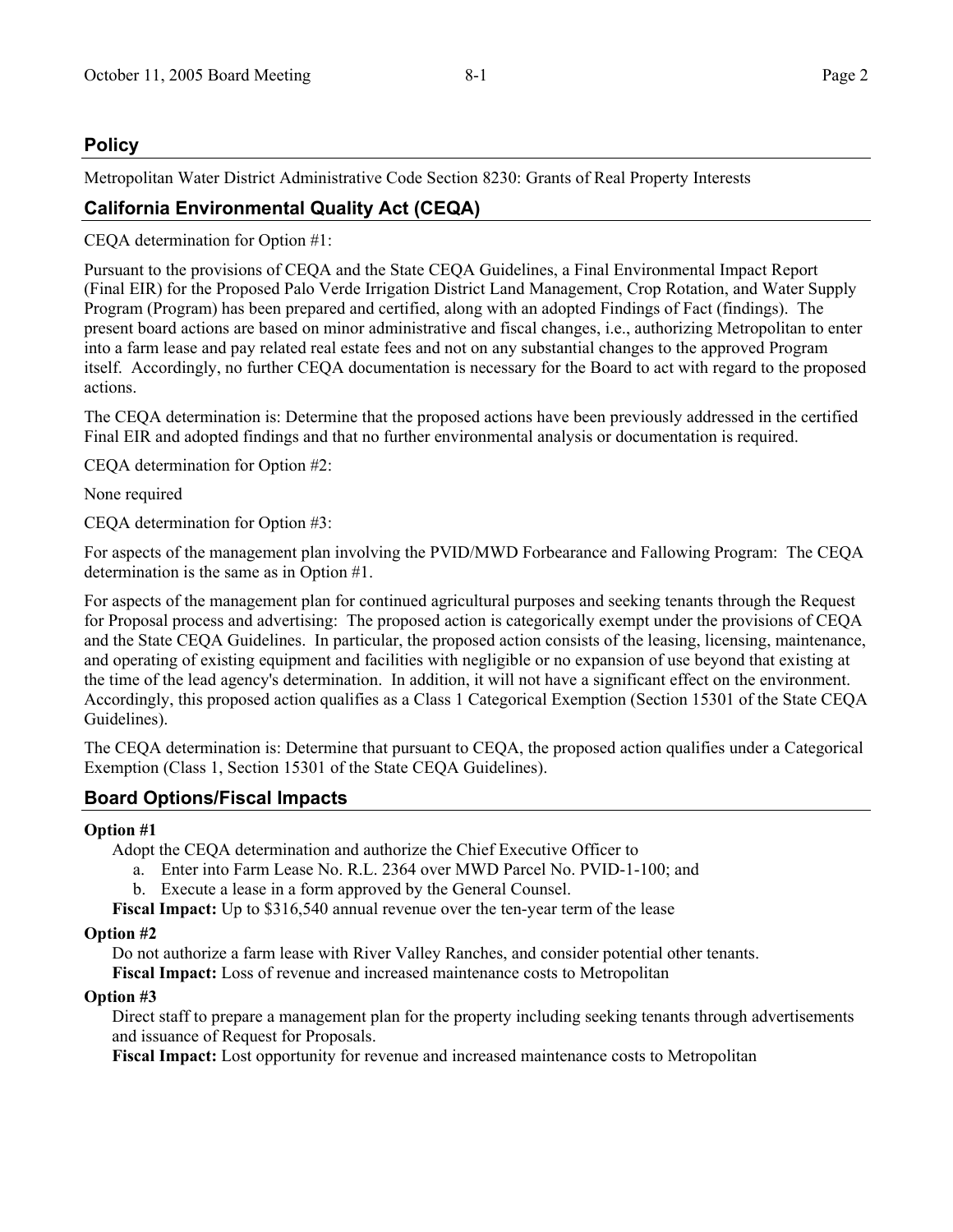## Policy

Metropolitan Water District Administrative Code Section 8230: Grants of Real Property Interests

## California Environmental Quality Act (CEQA)

CEQA determination for Option #1:

Pursuant to the provisions of CEQA and the State CEQA Guidelines, a Final Environmental Impact Report (Final EIR) for the Proposed Palo Verde Irrigation District Land Management, Crop Rotation, and Water Supply Program (Program) has been prepared and certified, along with an adopted Findings of Fact (findings). The present board actions are based on minor administrative and fiscal changes, i.e., authorizing Metropolitan to enter into a farm lease and pay related real estate fees and not on any substantial changes to the approved Program itself. Accordingly, no further CEQA documentation is necessary for the Board to act with regard to the proposed actions.

The CEQA determination is: Determine that the proposed actions have been previously addressed in the certified Final EIR and adopted findings and that no further environmental analysis or documentation is required.

CEQA determination for Option #2:

None required

CEQA determination for Option #3:

For aspects of the management plan involving the PVID/MWD Forbearance and Fallowing Program: The CEQA determination is the same as in Option #1.

For aspects of the management plan for continued agricultural purposes and seeking tenants through the Request for Proposal process and advertising: The proposed action is categorically exempt under the provisions of CEQA and the State CEQA Guidelines. In particular, the proposed action consists of the leasing, licensing, maintenance, and operating of existing equipment and facilities with negligible or no expansion of use beyond that existing at the time of the lead agency's determination. In addition, it will not have a significant effect on the environment. Accordingly, this proposed action qualifies as a Class 1 Categorical Exemption (Section 15301 of the State CEQA Guidelines).

The CEQA determination is: Determine that pursuant to CEQA, the proposed action qualifies under a Categorical Exemption (Class 1, Section 15301 of the State CEQA Guidelines).

## Board Options/Fiscal Impacts

**Option #1**

Adopt the CEQA determination and authorize the Chief Executive Officer to

a. Enter into Farm Lease No. R.L. 2364 over MWD Parcel No. PVID-1-100; and
b. Execute a lease in a form approved by the General Counsel.

**Fiscal Impact:** Up to $316,540 annual revenue over the ten-year term of the lease

**Option #2**

Do not authorize a farm lease with River Valley Ranches, and consider potential other tenants.

**Fiscal Impact:** Loss of revenue and increased maintenance costs to Metropolitan

**Option #3**

Direct staff to prepare a management plan for the property including seeking tenants through advertisements and issuance of Request for Proposals.

**Fiscal Impact:** Lost opportunity for revenue and increased maintenance costs to Metropolitan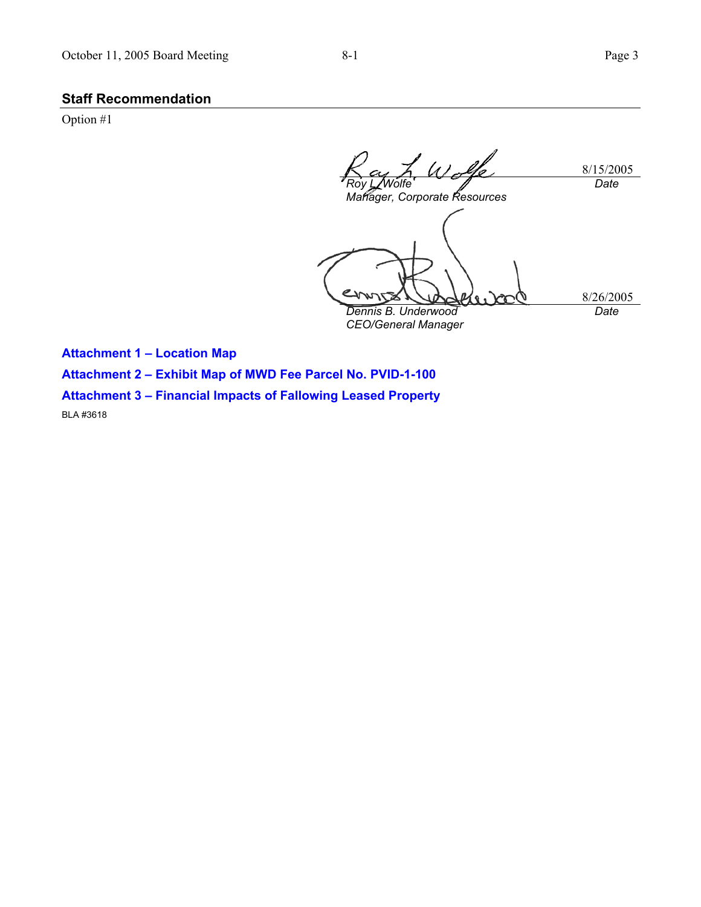## Staff Recommendation

Option #1

| | |
|---|---|
| *Roy L. Wolfe* | 8/15/2005 |
| *Manager, Corporate Resources* | *Date* |

| | |
|---|---|
| *Dennis B. Underwood* | 8/26/2005 |
| *CEO/General Manager* | *Date* |

**Attachment 1 – Location Map**

**Attachment 2 – Exhibit Map of MWD Fee Parcel No. PVID-1-100**

**Attachment 3 – Financial Impacts of Fallowing Leased Property**

BLA #3618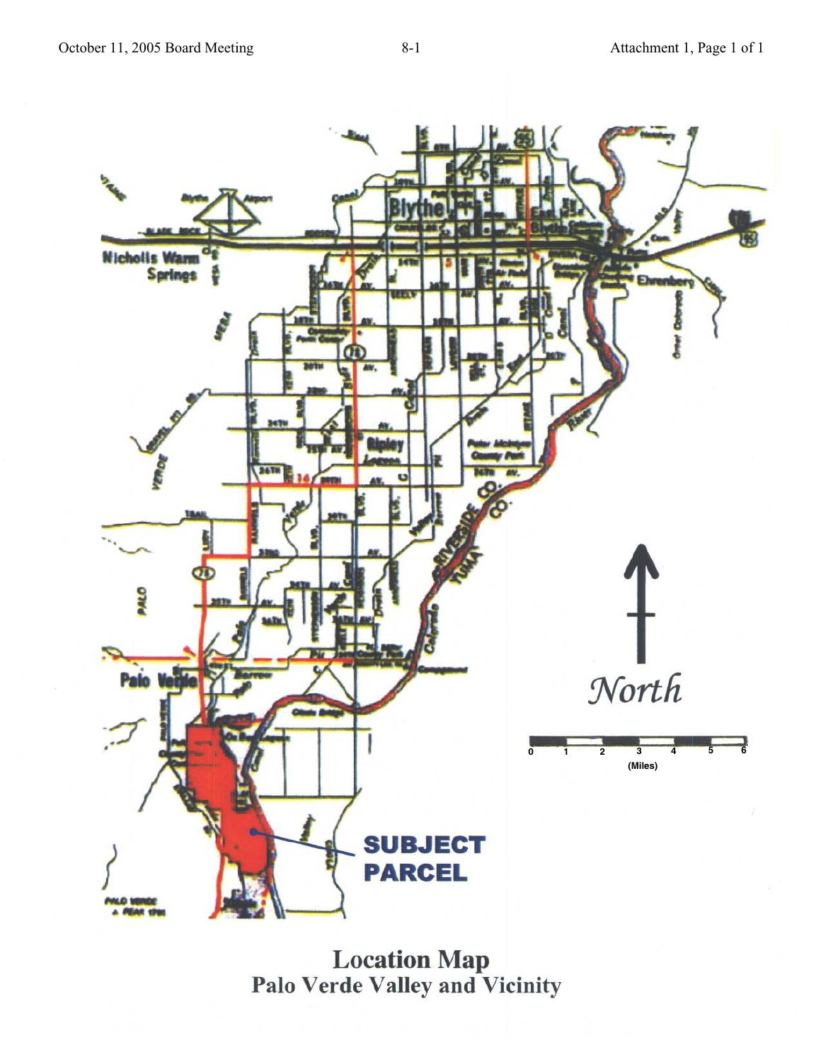SUBJECT PARCEL

North

0 1 2 3 4 5 6
(Miles)

# Location Map
## Palo Verde Valley and Vicinity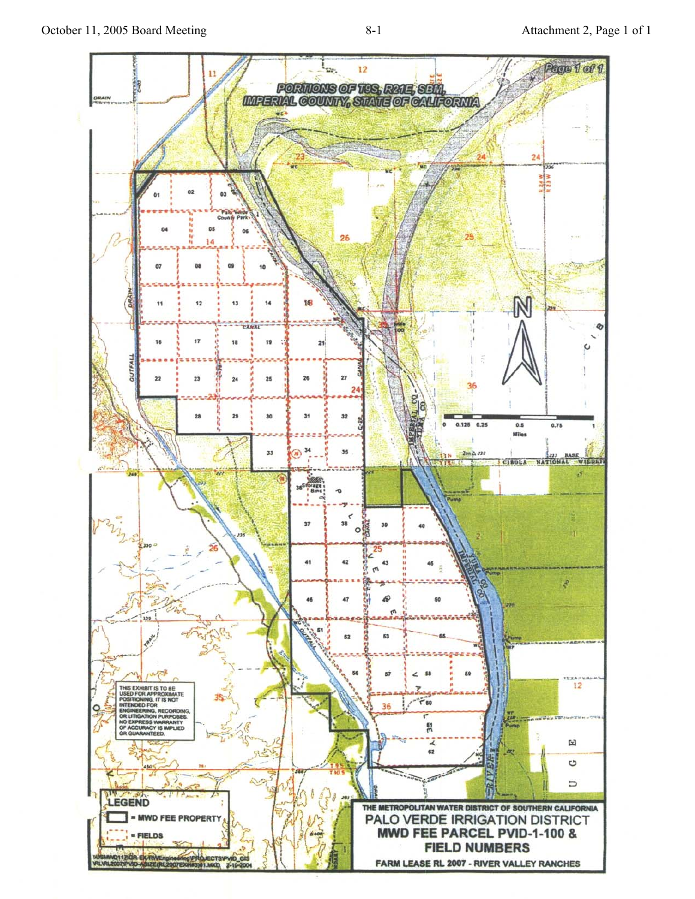Attachment 2, Page 1 of 1

Page 1 of 1

PORTIONS OF T9S, R21E, SBM, IMPERIAL COUNTY, STATE OF CALIFORNIA

THIS EXHIBIT IS TO BE USED FOR APPROXIMATE POSITIONING. IT IS NOT INTENDED FOR ENGINEERING, RECORDING, OR LITIGATION PURPOSES. NO EXPRESS WARRANTY OF ACCURACY IS IMPLIED OR GUARANTEED.

**LEGEND**

- MWD FEE PROPERTY
- FIELDS

# THE METROPOLITAN WATER DISTRICT OF SOUTHERN CALIFORNIA

## PALO VERDE IRRIGATION DISTRICT

## MWD FEE PARCEL PVID-1-100 & FIELD NUMBERS

FARM LEASE RL 2007 - RIVER VALLEY RANCHES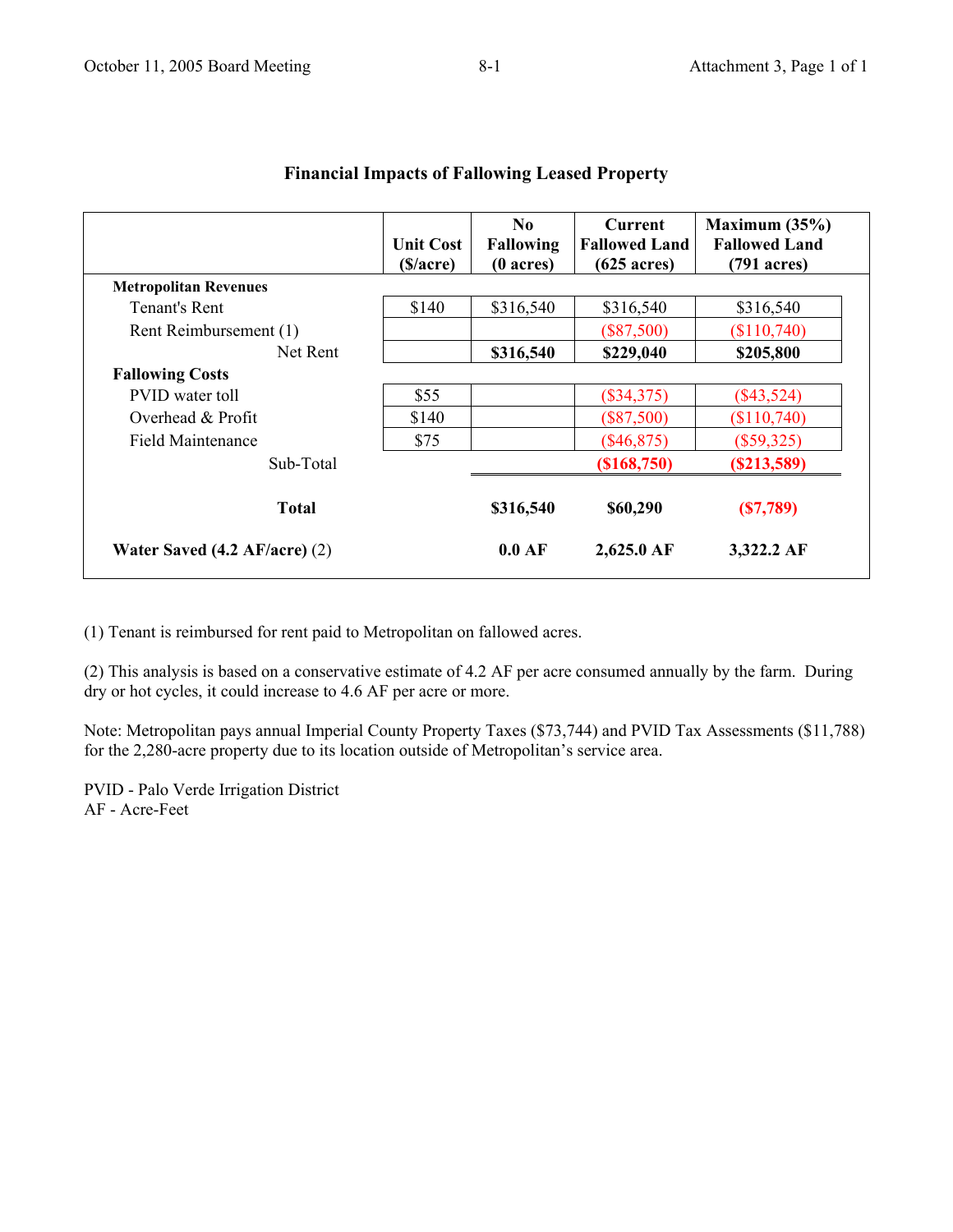## Financial Impacts of Fallowing Leased Property

| | Unit Cost ($/acre) | No Fallowing (0 acres) | Current Fallowed Land (625 acres) | Maximum (35%) Fallowed Land (791 acres) |
|---|---|---|---|---|
| **Metropolitan Revenues** | | | | |
| Tenant's Rent | $140 | $316,540 | $316,540 | $316,540 |
| Rent Reimbursement (1) | | | ($87,500) | ($110,740) |
| Net Rent | | **$316,540** | **$229,040** | **$205,800** |
| **Fallowing Costs** | | | | |
| PVID water toll | $55 | | ($34,375) | ($43,524) |
| Overhead & Profit | $140 | | ($87,500) | ($110,740) |
| Field Maintenance | $75 | | ($46,875) | ($59,325) |
| Sub-Total | | | **($168,750)** | **($213,589)** |
| **Total** | | **$316,540** | **$60,290** | **($7,789)** |
| **Water Saved (4.2 AF/acre)** (2) | | **0.0 AF** | **2,625.0 AF** | **3,322.2 AF** |

(1) Tenant is reimbursed for rent paid to Metropolitan on fallowed acres.

(2) This analysis is based on a conservative estimate of 4.2 AF per acre consumed annually by the farm. During dry or hot cycles, it could increase to 4.6 AF per acre or more.

Note: Metropolitan pays annual Imperial County Property Taxes ($73,744) and PVID Tax Assessments ($11,788) for the 2,280-acre property due to its location outside of Metropolitan's service area.

PVID - Palo Verde Irrigation District
AF - Acre-Feet